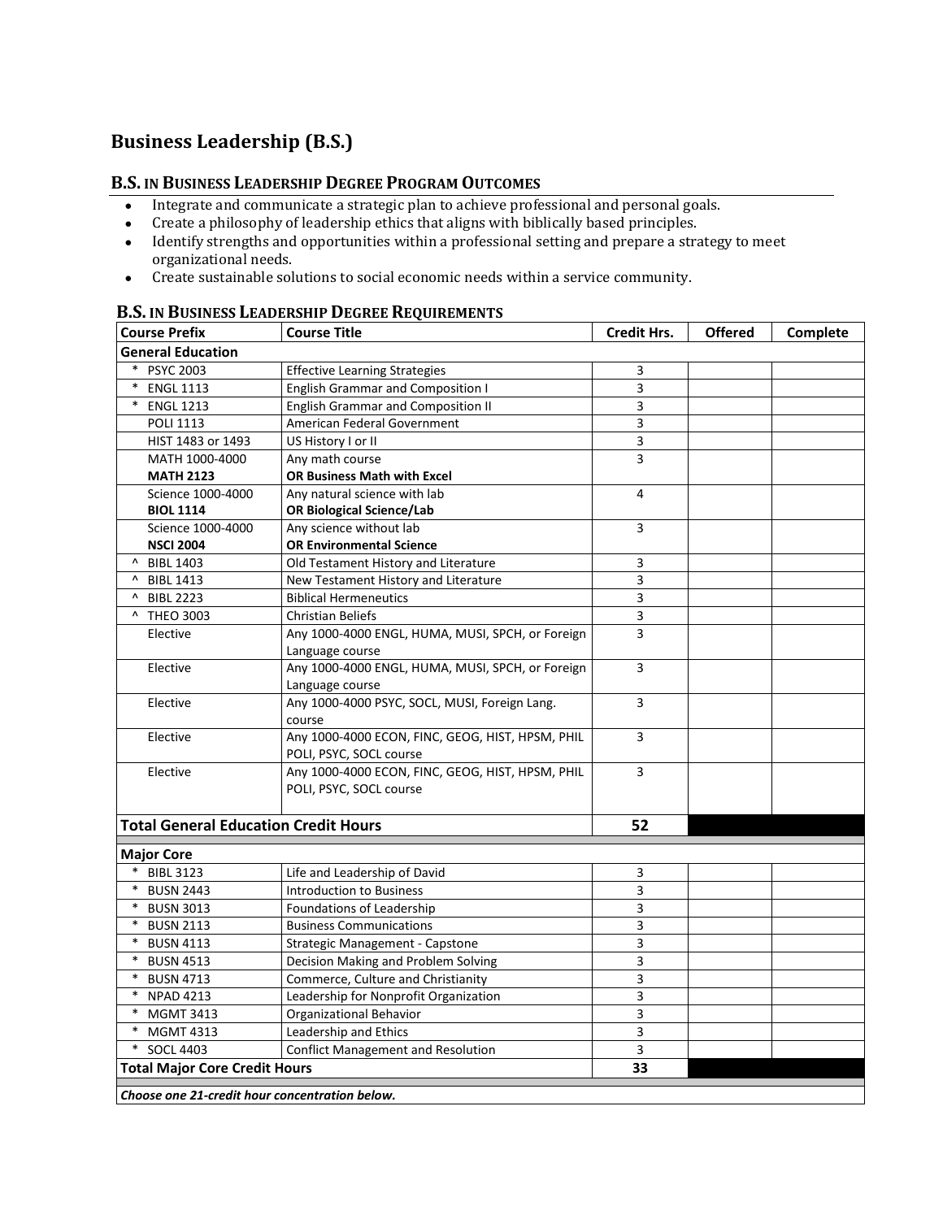# Business Leadership (B.S.)

## B.S. IN BUSINESS LEADERSHIP DEGREE PROGRAM OUTCOMES

- Integrate and communicate a strategic plan to achieve professional and personal goals.
- Create a philosophy of leadership ethics that aligns with biblically based principles.
- Identify strengths and opportunities within a professional setting and prepare a strategy to meet organizational needs.
- Create sustainable solutions to social economic needs within a service community.

## B.S. IN BUSINESS LEADERSHIP DEGREE REQUIREMENTS

| Course Prefix | Course Title | Credit Hrs. | Offered | Complete |
|---|---|---|---|---|
| **General Education** | | | | |
| * PSYC 2003 | Effective Learning Strategies | 3 | | |
| * ENGL 1113 | English Grammar and Composition I | 3 | | |
| * ENGL 1213 | English Grammar and Composition II | 3 | | |
| POLI 1113 | American Federal Government | 3 | | |
| HIST 1483 or 1493 | US History I or II | 3 | | |
| MATH 1000-4000 **MATH 2123** | Any math course **OR Business Math with Excel** | 3 | | |
| Science 1000-4000 **BIOL 1114** | Any natural science with lab **OR Biological Science/Lab** | 4 | | |
| Science 1000-4000 **NSCI 2004** | Any science without lab **OR Environmental Science** | 3 | | |
| ^ BIBL 1403 | Old Testament History and Literature | 3 | | |
| ^ BIBL 1413 | New Testament History and Literature | 3 | | |
| ^ BIBL 2223 | Biblical Hermeneutics | 3 | | |
| ^ THEO 3003 | Christian Beliefs | 3 | | |
| Elective | Any 1000-4000 ENGL, HUMA, MUSI, SPCH, or Foreign Language course | 3 | | |
| Elective | Any 1000-4000 ENGL, HUMA, MUSI, SPCH, or Foreign Language course | 3 | | |
| Elective | Any 1000-4000 PSYC, SOCL, MUSI, Foreign Lang. course | 3 | | |
| Elective | Any 1000-4000 ECON, FINC, GEOG, HIST, HPSM, PHIL POLI, PSYC, SOCL course | 3 | | |
| Elective | Any 1000-4000 ECON, FINC, GEOG, HIST, HPSM, PHIL POLI, PSYC, SOCL course | 3 | | |
| **Total General Education Credit Hours** | | **52** | | |
| **Major Core** | | | | |
| * BIBL 3123 | Life and Leadership of David | 3 | | |
| * BUSN 2443 | Introduction to Business | 3 | | |
| * BUSN 3013 | Foundations of Leadership | 3 | | |
| * BUSN 2113 | Business Communications | 3 | | |
| * BUSN 4113 | Strategic Management - Capstone | 3 | | |
| * BUSN 4513 | Decision Making and Problem Solving | 3 | | |
| * BUSN 4713 | Commerce, Culture and Christianity | 3 | | |
| * NPAD 4213 | Leadership for Nonprofit Organization | 3 | | |
| * MGMT 3413 | Organizational Behavior | 3 | | |
| * MGMT 4313 | Leadership and Ethics | 3 | | |
| * SOCL 4403 | Conflict Management and Resolution | 3 | | |
| **Total Major Core Credit Hours** | | **33** | | |
| ***Choose one 21-credit hour concentration below.*** | | | | |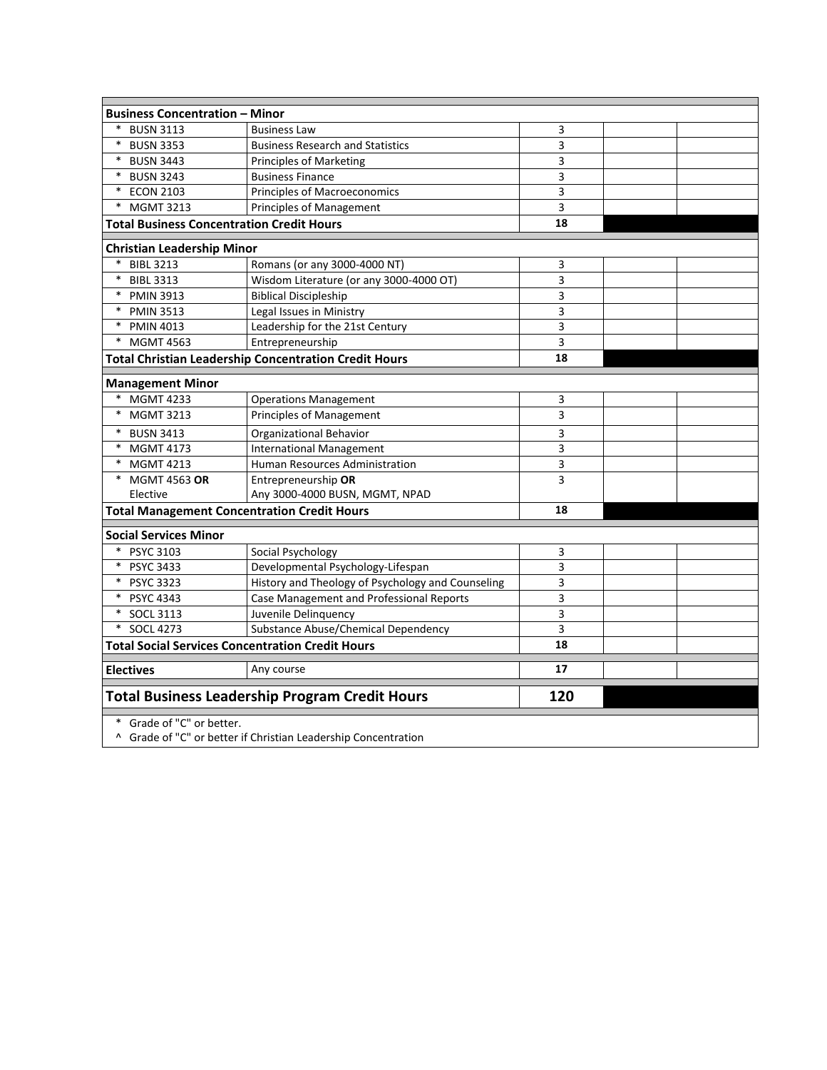| | | | | |
|---|---|---|---|---|
| **Business Concentration – Minor** | | | | |
| * BUSN 3113 | Business Law | 3 | | |
| * BUSN 3353 | Business Research and Statistics | 3 | | |
| * BUSN 3443 | Principles of Marketing | 3 | | |
| * BUSN 3243 | Business Finance | 3 | | |
| * ECON 2103 | Principles of Macroeconomics | 3 | | |
| * MGMT 3213 | Principles of Management | 3 | | |
| **Total Business Concentration Credit Hours** | | **18** | | |
| **Christian Leadership Minor** | | | | |
| * BIBL 3213 | Romans (or any 3000-4000 NT) | 3 | | |
| * BIBL 3313 | Wisdom Literature (or any 3000-4000 OT) | 3 | | |
| * PMIN 3913 | Biblical Discipleship | 3 | | |
| * PMIN 3513 | Legal Issues in Ministry | 3 | | |
| * PMIN 4013 | Leadership for the 21st Century | 3 | | |
| * MGMT 4563 | Entrepreneurship | 3 | | |
| **Total Christian Leadership Concentration Credit Hours** | | **18** | | |
| **Management Minor** | | | | |
| * MGMT 4233 | Operations Management | 3 | | |
| * MGMT 3213 | Principles of Management | 3 | | |
| * BUSN 3413 | Organizational Behavior | 3 | | |
| * MGMT 4173 | International Management | 3 | | |
| * MGMT 4213 | Human Resources Administration | 3 | | |
| * MGMT 4563 **OR** Elective | Entrepreneurship **OR** Any 3000-4000 BUSN, MGMT, NPAD | 3 | | |
| **Total Management Concentration Credit Hours** | | **18** | | |
| **Social Services Minor** | | | | |
| * PSYC 3103 | Social Psychology | 3 | | |
| * PSYC 3433 | Developmental Psychology-Lifespan | 3 | | |
| * PSYC 3323 | History and Theology of Psychology and Counseling | 3 | | |
| * PSYC 4343 | Case Management and Professional Reports | 3 | | |
| * SOCL 3113 | Juvenile Delinquency | 3 | | |
| * SOCL 4273 | Substance Abuse/Chemical Dependency | 3 | | |
| **Total Social Services Concentration Credit Hours** | | **18** | | |
| **Electives** | Any course | **17** | | |
| **Total Business Leadership Program Credit Hours** | | **120** | | |

\* Grade of "C" or better.
^ Grade of "C" or better if Christian Leadership Concentration